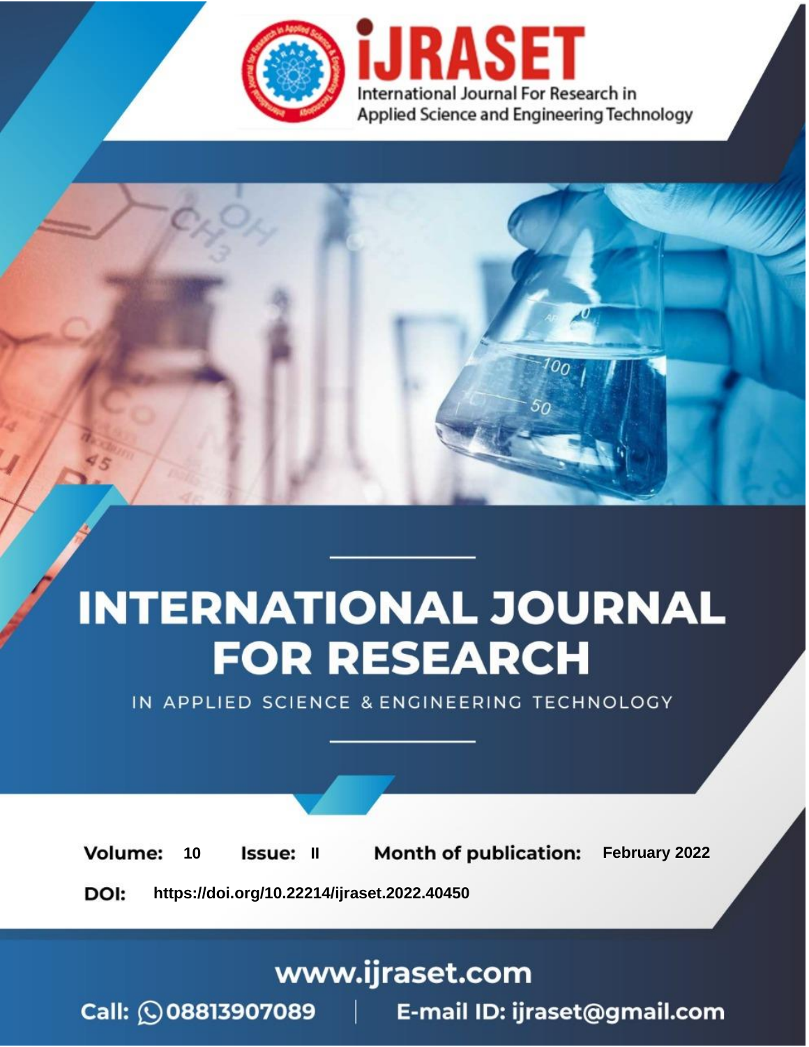# iJRASET

International Journal For Research in Applied Science and Engineering Technology

# INTERNATIONAL JOURNAL FOR RESEARCH

IN APPLIED SCIENCE & ENGINEERING TECHNOLOGY

**Volume:** 10 **Issue:** II **Month of publication:** February 2022

**DOI:** https://doi.org/10.22214/ijraset.2022.40450

www.ijraset.com

Call: 08813907089 | E-mail ID: ijraset@gmail.com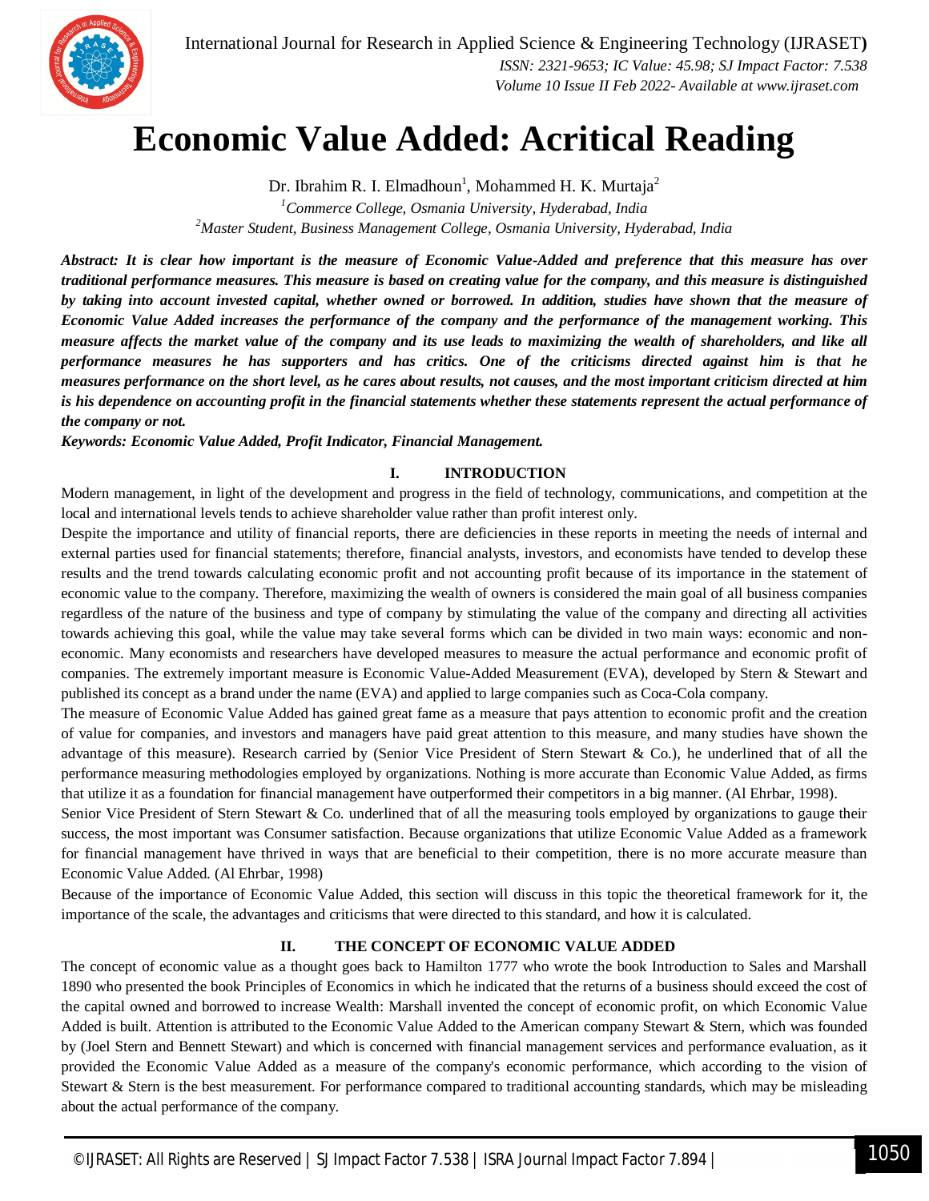# Economic Value Added: Acritical Reading

Dr. Ibrahim R. I. Elmadhoun[1], Mohammed H. K. Murtaja[2]

[1]*Commerce College, Osmania University, Hyderabad, India*

[2]*Master Student, Business Management College, Osmania University, Hyderabad, India*

***Abstract:** It is clear how important is the measure of Economic Value-Added and preference that this measure has over traditional performance measures. This measure is based on creating value for the company, and this measure is distinguished by taking into account invested capital, whether owned or borrowed. In addition, studies have shown that the measure of Economic Value Added increases the performance of the company and the performance of the management working. This measure affects the market value of the company and its use leads to maximizing the wealth of shareholders, and like all performance measures he has supporters and has critics. One of the criticisms directed against him is that he measures performance on the short level, as he cares about results, not causes, and the most important criticism directed at him is his dependence on accounting profit in the financial statements whether these statements represent the actual performance of the company or not.*

***Keywords:** Economic Value Added, Profit Indicator, Financial Management.*

## I. INTRODUCTION

Modern management, in light of the development and progress in the field of technology, communications, and competition at the local and international levels tends to achieve shareholder value rather than profit interest only.

Despite the importance and utility of financial reports, there are deficiencies in these reports in meeting the needs of internal and external parties used for financial statements; therefore, financial analysts, investors, and economists have tended to develop these results and the trend towards calculating economic profit and not accounting profit because of its importance in the statement of economic value to the company. Therefore, maximizing the wealth of owners is considered the main goal of all business companies regardless of the nature of the business and type of company by stimulating the value of the company and directing all activities towards achieving this goal, while the value may take several forms which can be divided in two main ways: economic and non-economic. Many economists and researchers have developed measures to measure the actual performance and economic profit of companies. The extremely important measure is Economic Value-Added Measurement (EVA), developed by Stern & Stewart and published its concept as a brand under the name (EVA) and applied to large companies such as Coca-Cola company.

The measure of Economic Value Added has gained great fame as a measure that pays attention to economic profit and the creation of value for companies, and investors and managers have paid great attention to this measure, and many studies have shown the advantage of this measure). Research carried by (Senior Vice President of Stern Stewart & Co.), he underlined that of all the performance measuring methodologies employed by organizations. Nothing is more accurate than Economic Value Added, as firms that utilize it as a foundation for financial management have outperformed their competitors in a big manner. (Al Ehrbar, 1998).

Senior Vice President of Stern Stewart & Co. underlined that of all the measuring tools employed by organizations to gauge their success, the most important was Consumer satisfaction. Because organizations that utilize Economic Value Added as a framework for financial management have thrived in ways that are beneficial to their competition, there is no more accurate measure than Economic Value Added. (Al Ehrbar, 1998)

Because of the importance of Economic Value Added, this section will discuss in this topic the theoretical framework for it, the importance of the scale, the advantages and criticisms that were directed to this standard, and how it is calculated.

## II. THE CONCEPT OF ECONOMIC VALUE ADDED

The concept of economic value as a thought goes back to Hamilton 1777 who wrote the book Introduction to Sales and Marshall 1890 who presented the book Principles of Economics in which he indicated that the returns of a business should exceed the cost of the capital owned and borrowed to increase Wealth: Marshall invented the concept of economic profit, on which Economic Value Added is built. Attention is attributed to the Economic Value Added to the American company Stewart & Stern, which was founded by (Joel Stern and Bennett Stewart) and which is concerned with financial management services and performance evaluation, as it provided the Economic Value Added as a measure of the company's economic performance, which according to the vision of Stewart & Stern is the best measurement. For performance compared to traditional accounting standards, which may be misleading about the actual performance of the company.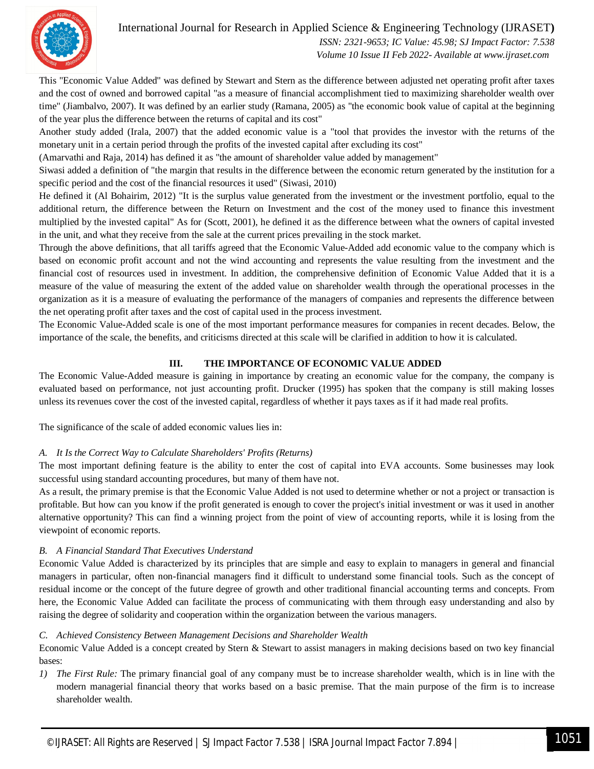This "Economic Value Added" was defined by Stewart and Stern as the difference between adjusted net operating profit after taxes and the cost of owned and borrowed capital "as a measure of financial accomplishment tied to maximizing shareholder wealth over time" (Jiambalvo, 2007). It was defined by an earlier study (Ramana, 2005) as "the economic book value of capital at the beginning of the year plus the difference between the returns of capital and its cost"

Another study added (Irala, 2007) that the added economic value is a "tool that provides the investor with the returns of the monetary unit in a certain period through the profits of the invested capital after excluding its cost"

(Amarvathi and Raja, 2014) has defined it as "the amount of shareholder value added by management"

Siwasi added a definition of "the margin that results in the difference between the economic return generated by the institution for a specific period and the cost of the financial resources it used" (Siwasi, 2010)

He defined it (Al Bohairim, 2012) "It is the surplus value generated from the investment or the investment portfolio, equal to the additional return, the difference between the Return on Investment and the cost of the money used to finance this investment multiplied by the invested capital" As for (Scott, 2001), he defined it as the difference between what the owners of capital invested in the unit, and what they receive from the sale at the current prices prevailing in the stock market.

Through the above definitions, that all tariffs agreed that the Economic Value-Added add economic value to the company which is based on economic profit account and not the wind accounting and represents the value resulting from the investment and the financial cost of resources used in investment. In addition, the comprehensive definition of Economic Value Added that it is a measure of the value of measuring the extent of the added value on shareholder wealth through the operational processes in the organization as it is a measure of evaluating the performance of the managers of companies and represents the difference between the net operating profit after taxes and the cost of capital used in the process investment.

The Economic Value-Added scale is one of the most important performance measures for companies in recent decades. Below, the importance of the scale, the benefits, and criticisms directed at this scale will be clarified in addition to how it is calculated.

## III. THE IMPORTANCE OF ECONOMIC VALUE ADDED

The Economic Value-Added measure is gaining in importance by creating an economic value for the company, the company is evaluated based on performance, not just accounting profit. Drucker (1995) has spoken that the company is still making losses unless its revenues cover the cost of the invested capital, regardless of whether it pays taxes as if it had made real profits.

The significance of the scale of added economic values lies in:

### *A. It Is the Correct Way to Calculate Shareholders' Profits (Returns)*

The most important defining feature is the ability to enter the cost of capital into EVA accounts. Some businesses may look successful using standard accounting procedures, but many of them have not.

As a result, the primary premise is that the Economic Value Added is not used to determine whether or not a project or transaction is profitable. But how can you know if the profit generated is enough to cover the project's initial investment or was it used in another alternative opportunity? This can find a winning project from the point of view of accounting reports, while it is losing from the viewpoint of economic reports.

### *B. A Financial Standard That Executives Understand*

Economic Value Added is characterized by its principles that are simple and easy to explain to managers in general and financial managers in particular, often non-financial managers find it difficult to understand some financial tools. Such as the concept of residual income or the concept of the future degree of growth and other traditional financial accounting terms and concepts. From here, the Economic Value Added can facilitate the process of communicating with them through easy understanding and also by raising the degree of solidarity and cooperation within the organization between the various managers.

### *C. Achieved Consistency Between Management Decisions and Shareholder Wealth*

Economic Value Added is a concept created by Stern & Stewart to assist managers in making decisions based on two key financial bases:

1) *The First Rule:* The primary financial goal of any company must be to increase shareholder wealth, which is in line with the modern managerial financial theory that works based on a basic premise. That the main purpose of the firm is to increase shareholder wealth.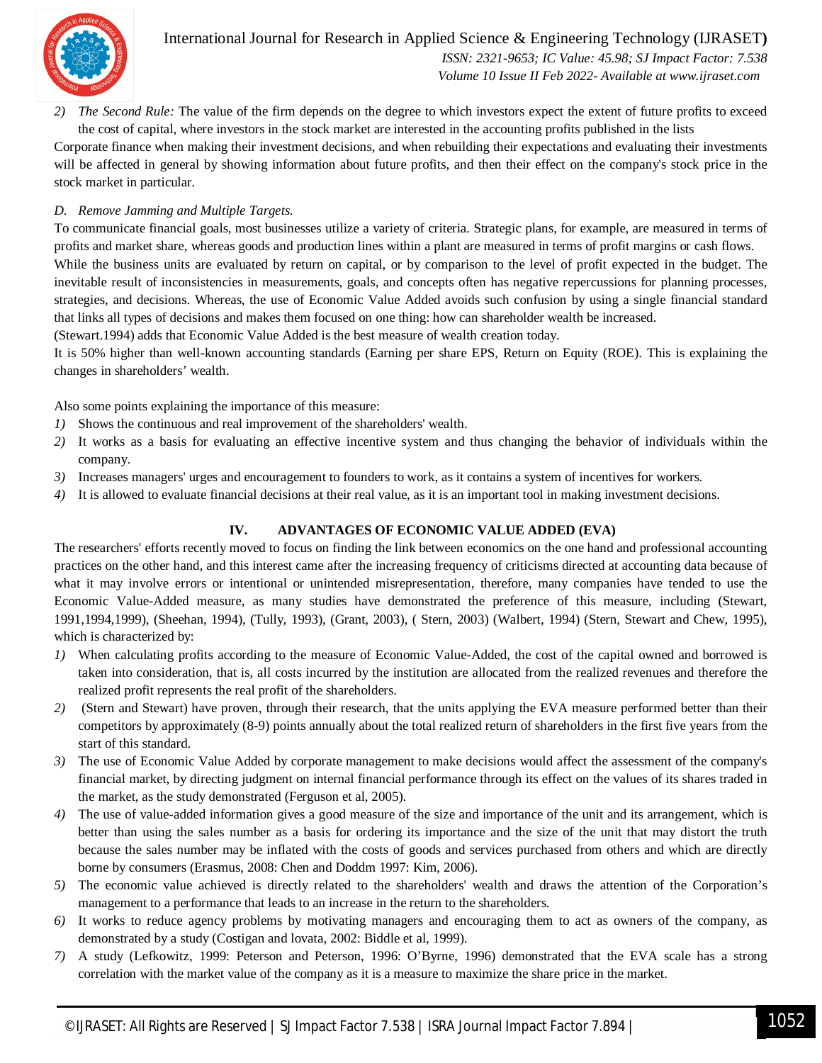2) *The Second Rule:* The value of the firm depends on the degree to which investors expect the extent of future profits to exceed the cost of capital, where investors in the stock market are interested in the accounting profits published in the lists

Corporate finance when making their investment decisions, and when rebuilding their expectations and evaluating their investments will be affected in general by showing information about future profits, and then their effect on the company's stock price in the stock market in particular.

### *D. Remove Jamming and Multiple Targets.*

To communicate financial goals, most businesses utilize a variety of criteria. Strategic plans, for example, are measured in terms of profits and market share, whereas goods and production lines within a plant are measured in terms of profit margins or cash flows.

While the business units are evaluated by return on capital, or by comparison to the level of profit expected in the budget. The inevitable result of inconsistencies in measurements, goals, and concepts often has negative repercussions for planning processes, strategies, and decisions. Whereas, the use of Economic Value Added avoids such confusion by using a single financial standard that links all types of decisions and makes them focused on one thing: how can shareholder wealth be increased.

(Stewart.1994) adds that Economic Value Added is the best measure of wealth creation today.

It is 50% higher than well-known accounting standards (Earning per share EPS, Return on Equity (ROE). This is explaining the changes in shareholders' wealth.

Also some points explaining the importance of this measure:

1) Shows the continuous and real improvement of the shareholders' wealth.
2) It works as a basis for evaluating an effective incentive system and thus changing the behavior of individuals within the company.
3) Increases managers' urges and encouragement to founders to work, as it contains a system of incentives for workers.
4) It is allowed to evaluate financial decisions at their real value, as it is an important tool in making investment decisions.

## IV. ADVANTAGES OF ECONOMIC VALUE ADDED (EVA)

The researchers' efforts recently moved to focus on finding the link between economics on the one hand and professional accounting practices on the other hand, and this interest came after the increasing frequency of criticisms directed at accounting data because of what it may involve errors or intentional or unintended misrepresentation, therefore, many companies have tended to use the Economic Value-Added measure, as many studies have demonstrated the preference of this measure, including (Stewart, 1991,1994,1999), (Sheehan, 1994), (Tully, 1993), (Grant, 2003), ( Stern, 2003) (Walbert, 1994) (Stern, Stewart and Chew, 1995), which is characterized by:

1) When calculating profits according to the measure of Economic Value-Added, the cost of the capital owned and borrowed is taken into consideration, that is, all costs incurred by the institution are allocated from the realized revenues and therefore the realized profit represents the real profit of the shareholders.
2) (Stern and Stewart) have proven, through their research, that the units applying the EVA measure performed better than their competitors by approximately (8-9) points annually about the total realized return of shareholders in the first five years from the start of this standard.
3) The use of Economic Value Added by corporate management to make decisions would affect the assessment of the company's financial market, by directing judgment on internal financial performance through its effect on the values of its shares traded in the market, as the study demonstrated (Ferguson et al, 2005).
4) The use of value-added information gives a good measure of the size and importance of the unit and its arrangement, which is better than using the sales number as a basis for ordering its importance and the size of the unit that may distort the truth because the sales number may be inflated with the costs of goods and services purchased from others and which are directly borne by consumers (Erasmus, 2008: Chen and Doddm 1997: Kim, 2006).
5) The economic value achieved is directly related to the shareholders' wealth and draws the attention of the Corporation's management to a performance that leads to an increase in the return to the shareholders.
6) It works to reduce agency problems by motivating managers and encouraging them to act as owners of the company, as demonstrated by a study (Costigan and lovata, 2002: Biddle et al, 1999).
7) A study (Lefkowitz, 1999: Peterson and Peterson, 1996: O'Byrne, 1996) demonstrated that the EVA scale has a strong correlation with the market value of the company as it is a measure to maximize the share price in the market.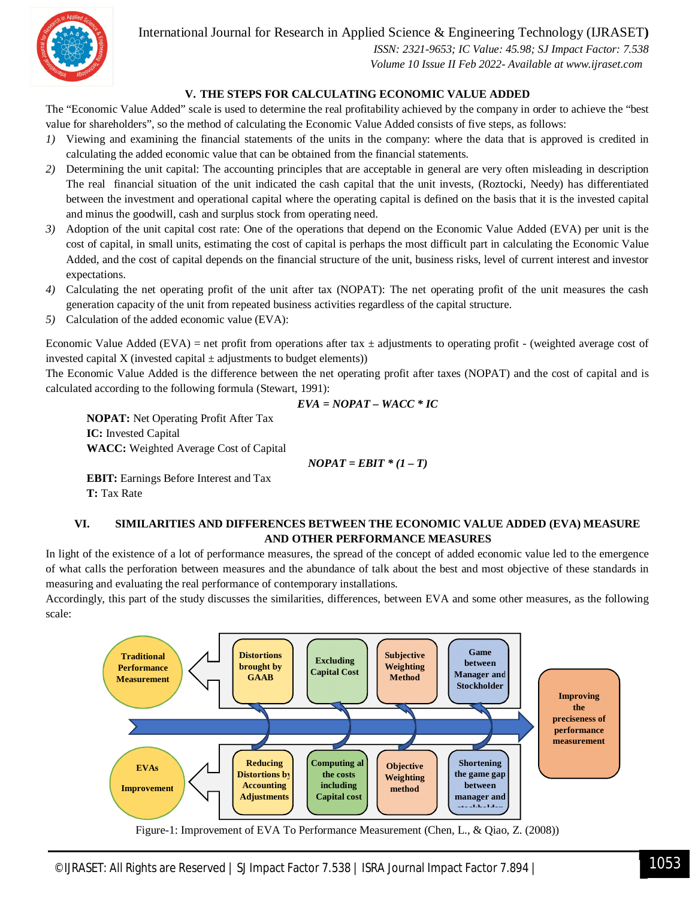## V. THE STEPS FOR CALCULATING ECONOMIC VALUE ADDED

The "Economic Value Added" scale is used to determine the real profitability achieved by the company in order to achieve the "best value for shareholders", so the method of calculating the Economic Value Added consists of five steps, as follows:

1) Viewing and examining the financial statements of the units in the company: where the data that is approved is credited in calculating the added economic value that can be obtained from the financial statements.
2) Determining the unit capital: The accounting principles that are acceptable in general are very often misleading in description The real financial situation of the unit indicated the cash capital that the unit invests, (Roztocki, Needy) has differentiated between the investment and operational capital where the operating capital is defined on the basis that it is the invested capital and minus the goodwill, cash and surplus stock from operating need.
3) Adoption of the unit capital cost rate: One of the operations that depend on the Economic Value Added (EVA) per unit is the cost of capital, in small units, estimating the cost of capital is perhaps the most difficult part in calculating the Economic Value Added, and the cost of capital depends on the financial structure of the unit, business risks, level of current interest and investor expectations.
4) Calculating the net operating profit of the unit after tax (NOPAT): The net operating profit of the unit measures the cash generation capacity of the unit from repeated business activities regardless of the capital structure.
5) Calculation of the added economic value (EVA):

Economic Value Added (EVA) = net profit from operations after tax ± adjustments to operating profit - (weighted average cost of invested capital X (invested capital ± adjustments to budget elements))

The Economic Value Added is the difference between the net operating profit after taxes (NOPAT) and the cost of capital and is calculated according to the following formula (Stewart, 1991):

$$EVA = NOPAT - WACC * IC$$

**NOPAT:** Net Operating Profit After Tax
**IC:** Invested Capital
**WACC:** Weighted Average Cost of Capital

$$NOPAT = EBIT * (1 - T)$$

**EBIT:** Earnings Before Interest and Tax
**T:** Tax Rate

## VI. SIMILARITIES AND DIFFERENCES BETWEEN THE ECONOMIC VALUE ADDED (EVA) MEASURE AND OTHER PERFORMANCE MEASURES

In light of the existence of a lot of performance measures, the spread of the concept of added economic value led to the emergence of what calls the perforation between measures and the abundance of talk about the best and most objective of these standards in measuring and evaluating the real performance of contemporary installations.

Accordingly, this part of the study discusses the similarities, differences, between EVA and some other measures, as the following scale:

Traditional Performance Measurement | Distortions brought by GAAB | Excluding Capital Cost | Subjective Weighting Method | Game between Manager and Stockholder

EVAs Improvement | Reducing Distortions by Accounting Adjustments | Computing al the costs including Capital cost | Objective Weighting method | Shortening the game gap between manager and stockholder

Improving the preciseness of performance measurement

Figure-1: Improvement of EVA To Performance Measurement (Chen, L., & Qiao, Z. (2008))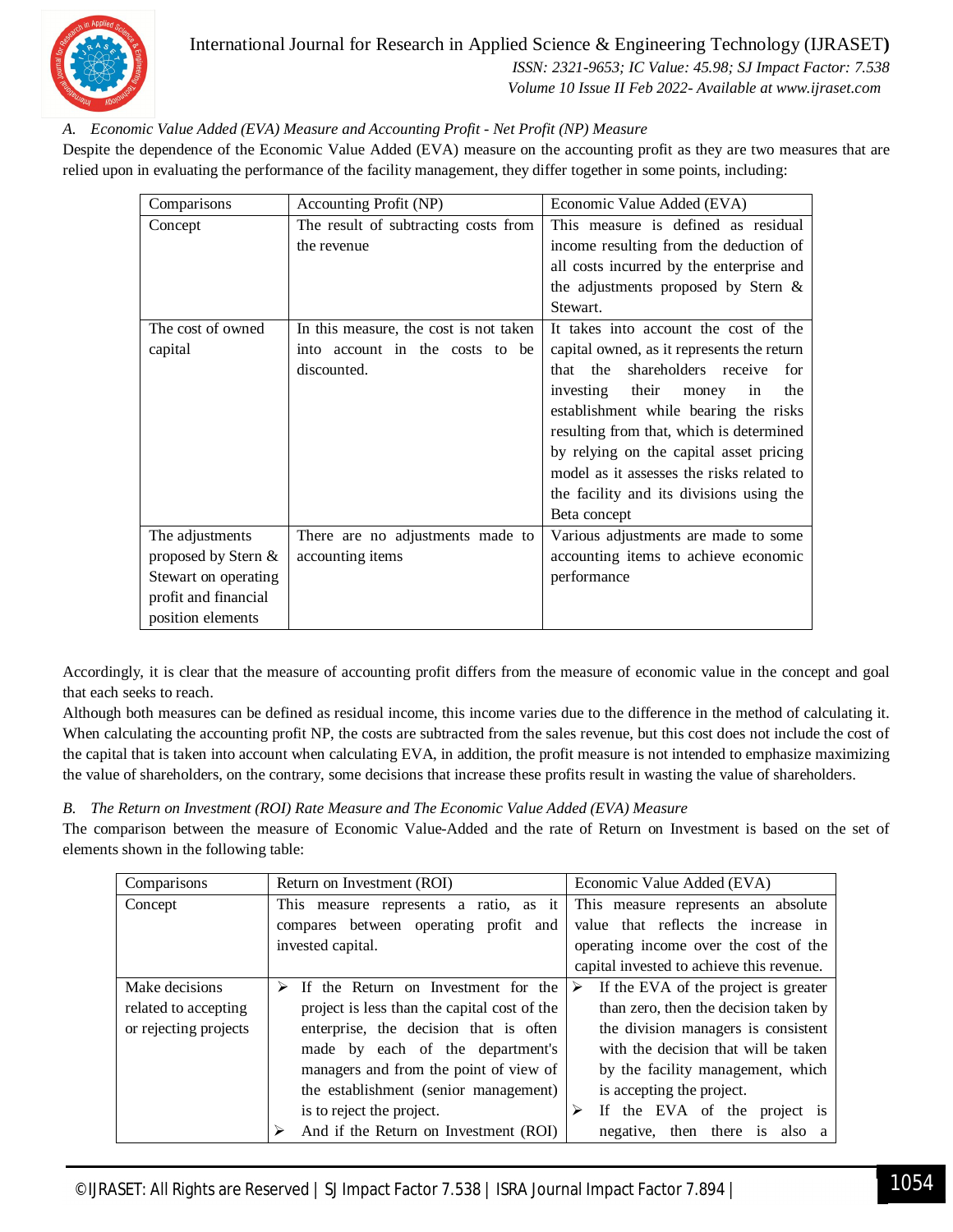### A. *Economic Value Added (EVA) Measure and Accounting Profit - Net Profit (NP) Measure*

Despite the dependence of the Economic Value Added (EVA) measure on the accounting profit as they are two measures that are relied upon in evaluating the performance of the facility management, they differ together in some points, including:

| Comparisons | Accounting Profit (NP) | Economic Value Added (EVA) |
|---|---|---|
| Concept | The result of subtracting costs from the revenue | This measure is defined as residual income resulting from the deduction of all costs incurred by the enterprise and the adjustments proposed by Stern & Stewart. |
| The cost of owned capital | In this measure, the cost is not taken into account in the costs to be discounted. | It takes into account the cost of the capital owned, as it represents the return that the shareholders receive for investing their money in the establishment while bearing the risks resulting from that, which is determined by relying on the capital asset pricing model as it assesses the risks related to the facility and its divisions using the Beta concept |
| The adjustments proposed by Stern & Stewart on operating profit and financial position elements | There are no adjustments made to accounting items | Various adjustments are made to some accounting items to achieve economic performance |

Accordingly, it is clear that the measure of accounting profit differs from the measure of economic value in the concept and goal that each seeks to reach.

Although both measures can be defined as residual income, this income varies due to the difference in the method of calculating it. When calculating the accounting profit NP, the costs are subtracted from the sales revenue, but this cost does not include the cost of the capital that is taken into account when calculating EVA, in addition, the profit measure is not intended to emphasize maximizing the value of shareholders, on the contrary, some decisions that increase these profits result in wasting the value of shareholders.

### B. *The Return on Investment (ROI) Rate Measure and The Economic Value Added (EVA) Measure*

The comparison between the measure of Economic Value-Added and the rate of Return on Investment is based on the set of elements shown in the following table:

| Comparisons | Return on Investment (ROI) | Economic Value Added (EVA) |
|---|---|---|
| Concept | This measure represents a ratio, as it compares between operating profit and invested capital. | This measure represents an absolute value that reflects the increase in operating income over the cost of the capital invested to achieve this revenue. |
| Make decisions related to accepting or rejecting projects | ➢ If the Return on Investment for the project is less than the capital cost of the enterprise, the decision that is often made by each of the department's managers and from the point of view of the establishment (senior management) is to reject the project.<br>➢ And if the Return on Investment (ROI) | ➢ If the EVA of the project is greater than zero, then the decision taken by the division managers is consistent with the decision that will be taken by the facility management, which is accepting the project.<br>➢ If the EVA of the project is negative, then there is also a |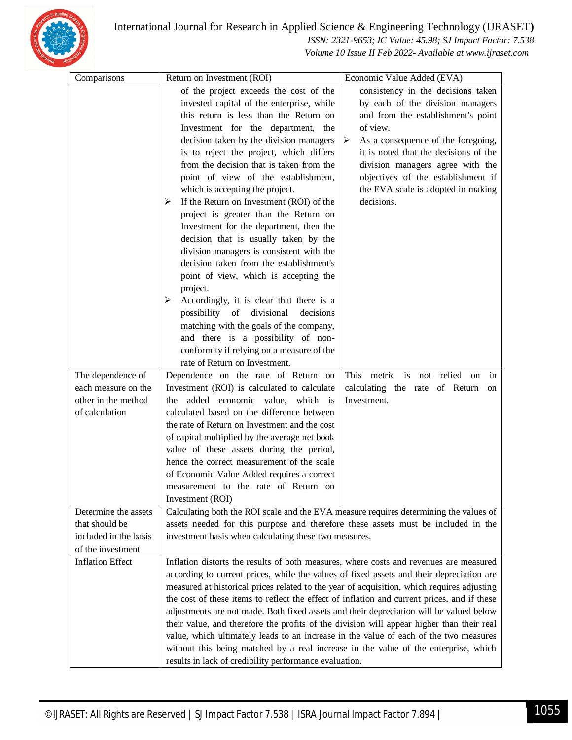| Comparisons | Return on Investment (ROI) | Economic Value Added (EVA) |
|---|---|---|
| | of the project exceeds the cost of the invested capital of the enterprise, while this return is less than the Return on Investment for the department, the decision taken by the division managers is to reject the project, which differs from the decision that is taken from the point of view of the establishment, which is accepting the project. ➢ If the Return on Investment (ROI) of the project is greater than the Return on Investment for the department, then the decision that is usually taken by the division managers is consistent with the decision taken from the establishment's point of view, which is accepting the project. ➢ Accordingly, it is clear that there is a possibility of divisional decisions matching with the goals of the company, and there is a possibility of non-conformity if relying on a measure of the rate of Return on Investment. | consistency in the decisions taken by each of the division managers and from the establishment's point of view. ➢ As a consequence of the foregoing, it is noted that the decisions of the division managers agree with the objectives of the establishment if the EVA scale is adopted in making decisions. |
| The dependence of each measure on the other in the method of calculation | Dependence on the rate of Return on Investment (ROI) is calculated to calculate the added economic value, which is calculated based on the difference between the rate of Return on Investment and the cost of capital multiplied by the average net book value of these assets during the period, hence the correct measurement of the scale of Economic Value Added requires a correct measurement to the rate of Return on Investment (ROI) | This metric is not relied on in calculating the rate of Return on Investment. |
| Determine the assets that should be included in the basis of the investment | Calculating both the ROI scale and the EVA measure requires determining the values of assets needed for this purpose and therefore these assets must be included in the investment basis when calculating these two measures. | |
| Inflation Effect | Inflation distorts the results of both measures, where costs and revenues are measured according to current prices, while the values of fixed assets and their depreciation are measured at historical prices related to the year of acquisition, which requires adjusting the cost of these items to reflect the effect of inflation and current prices, and if these adjustments are not made. Both fixed assets and their depreciation will be valued below their value, and therefore the profits of the division will appear higher than their real value, which ultimately leads to an increase in the value of each of the two measures without this being matched by a real increase in the value of the enterprise, which results in lack of credibility performance evaluation. | |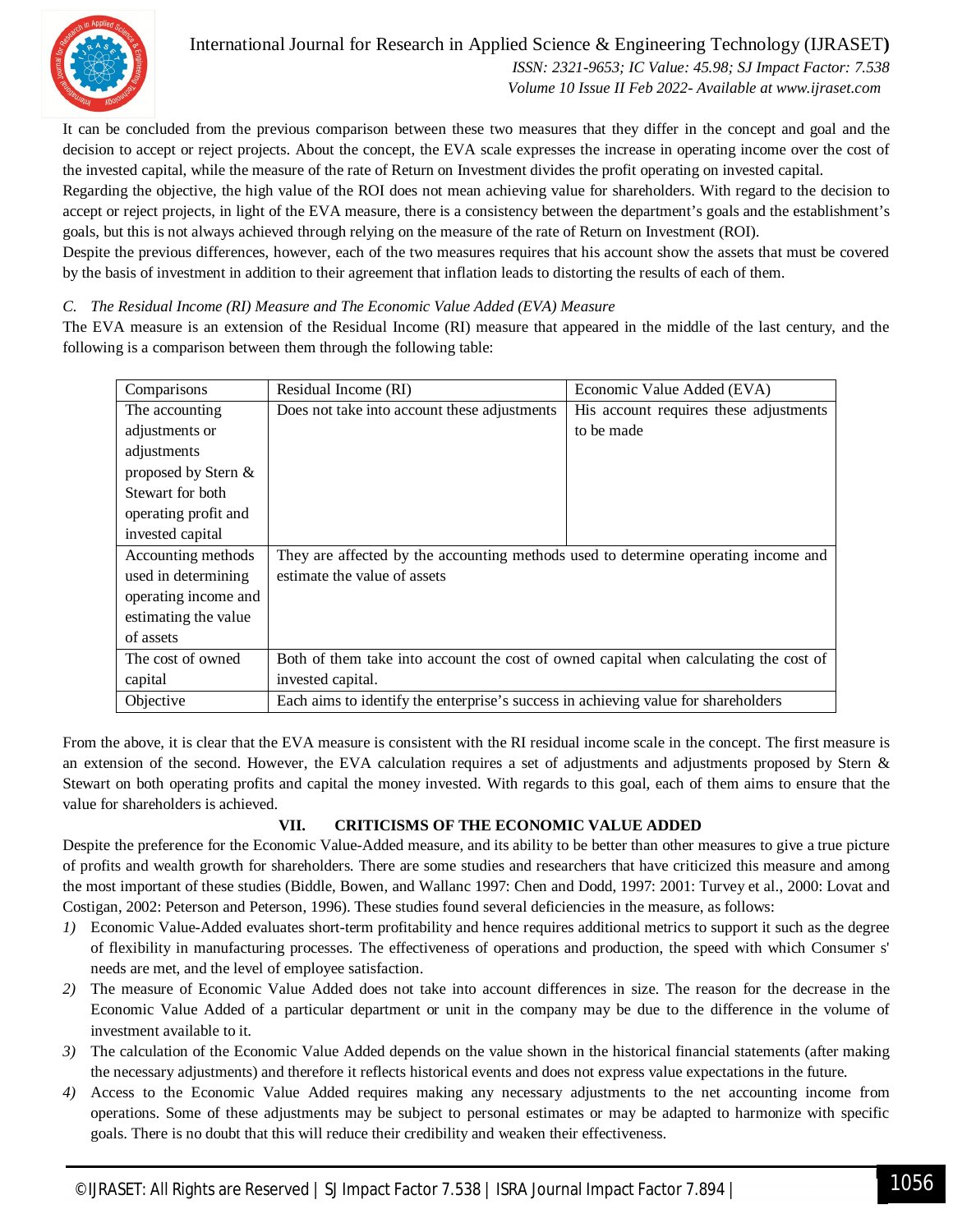It can be concluded from the previous comparison between these two measures that they differ in the concept and goal and the decision to accept or reject projects. About the concept, the EVA scale expresses the increase in operating income over the cost of the invested capital, while the measure of the rate of Return on Investment divides the profit operating on invested capital.

Regarding the objective, the high value of the ROI does not mean achieving value for shareholders. With regard to the decision to accept or reject projects, in light of the EVA measure, there is a consistency between the department's goals and the establishment's goals, but this is not always achieved through relying on the measure of the rate of Return on Investment (ROI).

Despite the previous differences, however, each of the two measures requires that his account show the assets that must be covered by the basis of investment in addition to their agreement that inflation leads to distorting the results of each of them.

### *C. The Residual Income (RI) Measure and The Economic Value Added (EVA) Measure*

The EVA measure is an extension of the Residual Income (RI) measure that appeared in the middle of the last century, and the following is a comparison between them through the following table:

| Comparisons | Residual Income (RI) | Economic Value Added (EVA) |
|---|---|---|
| The accounting adjustments or adjustments proposed by Stern & Stewart for both operating profit and invested capital | Does not take into account these adjustments | His account requires these adjustments to be made |
| Accounting methods used in determining operating income and estimating the value of assets | They are affected by the accounting methods used to determine operating income and estimate the value of assets | |
| The cost of owned capital | Both of them take into account the cost of owned capital when calculating the cost of invested capital. | |
| Objective | Each aims to identify the enterprise's success in achieving value for shareholders | |

From the above, it is clear that the EVA measure is consistent with the RI residual income scale in the concept. The first measure is an extension of the second. However, the EVA calculation requires a set of adjustments and adjustments proposed by Stern & Stewart on both operating profits and capital the money invested. With regards to this goal, each of them aims to ensure that the value for shareholders is achieved.

## VII. CRITICISMS OF THE ECONOMIC VALUE ADDED

Despite the preference for the Economic Value-Added measure, and its ability to be better than other measures to give a true picture of profits and wealth growth for shareholders. There are some studies and researchers that have criticized this measure and among the most important of these studies (Biddle, Bowen, and Wallanc 1997: Chen and Dodd, 1997: 2001: Turvey et al., 2000: Lovat and Costigan, 2002: Peterson and Peterson, 1996). These studies found several deficiencies in the measure, as follows:

1) Economic Value-Added evaluates short-term profitability and hence requires additional metrics to support it such as the degree of flexibility in manufacturing processes. The effectiveness of operations and production, the speed with which Consumer s' needs are met, and the level of employee satisfaction.
2) The measure of Economic Value Added does not take into account differences in size. The reason for the decrease in the Economic Value Added of a particular department or unit in the company may be due to the difference in the volume of investment available to it.
3) The calculation of the Economic Value Added depends on the value shown in the historical financial statements (after making the necessary adjustments) and therefore it reflects historical events and does not express value expectations in the future.
4) Access to the Economic Value Added requires making any necessary adjustments to the net accounting income from operations. Some of these adjustments may be subject to personal estimates or may be adapted to harmonize with specific goals. There is no doubt that this will reduce their credibility and weaken their effectiveness.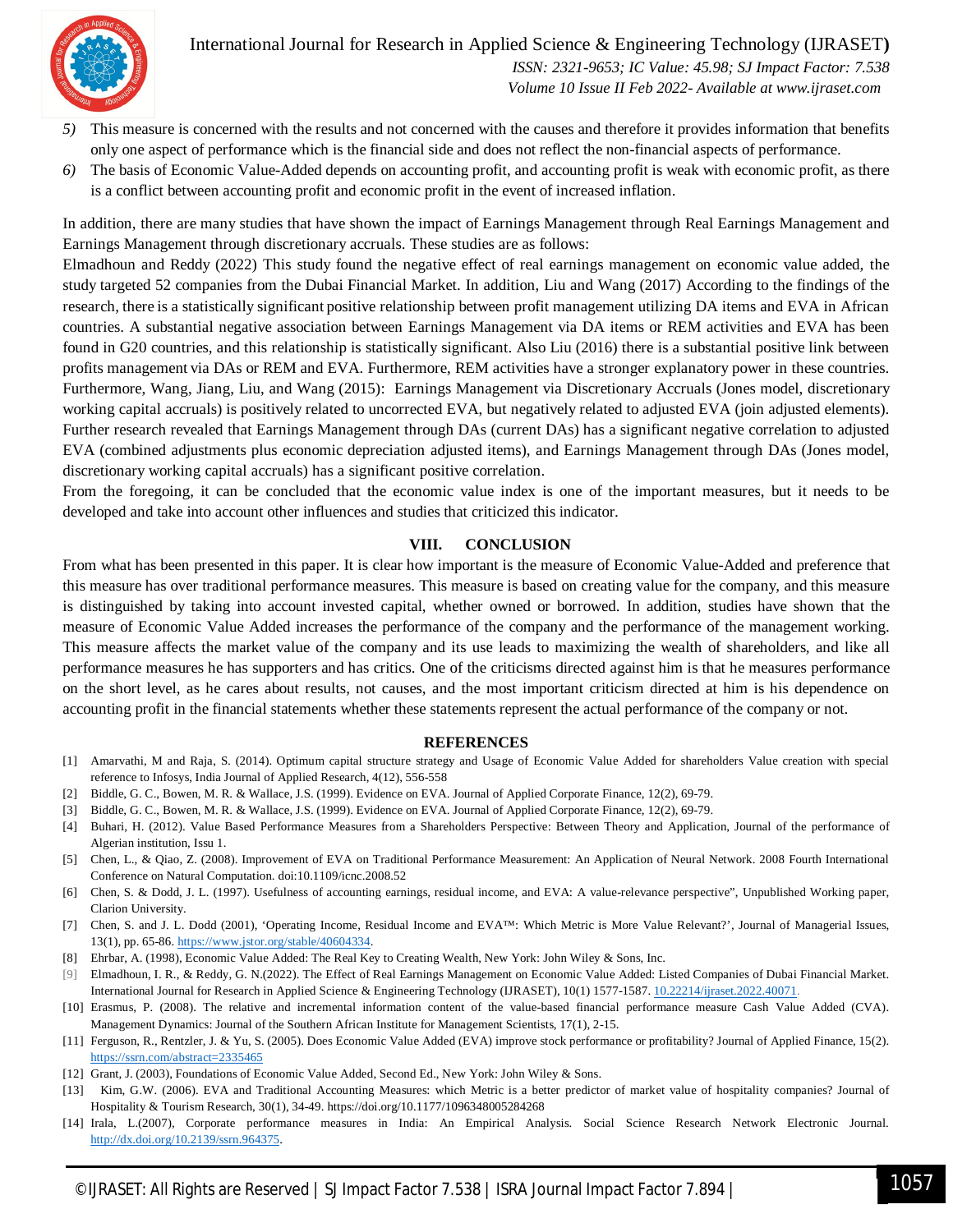5) This measure is concerned with the results and not concerned with the causes and therefore it provides information that benefits only one aspect of performance which is the financial side and does not reflect the non-financial aspects of performance.
6) The basis of Economic Value-Added depends on accounting profit, and accounting profit is weak with economic profit, as there is a conflict between accounting profit and economic profit in the event of increased inflation.

In addition, there are many studies that have shown the impact of Earnings Management through Real Earnings Management and Earnings Management through discretionary accruals. These studies are as follows:

Elmadhoun and Reddy (2022) This study found the negative effect of real earnings management on economic value added, the study targeted 52 companies from the Dubai Financial Market. In addition, Liu and Wang (2017) According to the findings of the research, there is a statistically significant positive relationship between profit management utilizing DA items and EVA in African countries. A substantial negative association between Earnings Management via DA items or REM activities and EVA has been found in G20 countries, and this relationship is statistically significant. Also Liu (2016) there is a substantial positive link between profits management via DAs or REM and EVA. Furthermore, REM activities have a stronger explanatory power in these countries. Furthermore, Wang, Jiang, Liu, and Wang (2015): Earnings Management via Discretionary Accruals (Jones model, discretionary working capital accruals) is positively related to uncorrected EVA, but negatively related to adjusted EVA (join adjusted elements). Further research revealed that Earnings Management through DAs (current DAs) has a significant negative correlation to adjusted EVA (combined adjustments plus economic depreciation adjusted items), and Earnings Management through DAs (Jones model, discretionary working capital accruals) has a significant positive correlation.

From the foregoing, it can be concluded that the economic value index is one of the important measures, but it needs to be developed and take into account other influences and studies that criticized this indicator.

## VIII. CONCLUSION

From what has been presented in this paper. It is clear how important is the measure of Economic Value-Added and preference that this measure has over traditional performance measures. This measure is based on creating value for the company, and this measure is distinguished by taking into account invested capital, whether owned or borrowed. In addition, studies have shown that the measure of Economic Value Added increases the performance of the company and the performance of the management working. This measure affects the market value of the company and its use leads to maximizing the wealth of shareholders, and like all performance measures he has supporters and has critics. One of the criticisms directed against him is that he measures performance on the short level, as he cares about results, not causes, and the most important criticism directed at him is his dependence on accounting profit in the financial statements whether these statements represent the actual performance of the company or not.

## REFERENCES

[1] Amarvathi, M and Raja, S. (2014). Optimum capital structure strategy and Usage of Economic Value Added for shareholders Value creation with special reference to Infosys, India Journal of Applied Research, 4(12), 556-558

[2] Biddle, G. C., Bowen, M. R. & Wallace, J.S. (1999). Evidence on EVA. Journal of Applied Corporate Finance, 12(2), 69-79.

[3] Biddle, G. C., Bowen, M. R. & Wallace, J.S. (1999). Evidence on EVA. Journal of Applied Corporate Finance, 12(2), 69-79.

[4] Buhari, H. (2012). Value Based Performance Measures from a Shareholders Perspective: Between Theory and Application, Journal of the performance of Algerian institution, Issu 1.

[5] Chen, L., & Qiao, Z. (2008). Improvement of EVA on Traditional Performance Measurement: An Application of Neural Network. 2008 Fourth International Conference on Natural Computation. doi:10.1109/icnc.2008.52

[6] Chen, S. & Dodd, J. L. (1997). Usefulness of accounting earnings, residual income, and EVA: A value-relevance perspective", Unpublished Working paper, Clarion University.

[7] Chen, S. and J. L. Dodd (2001), 'Operating Income, Residual Income and EVA™: Which Metric is More Value Relevant?', Journal of Managerial Issues, 13(1), pp. 65-86. https://www.jstor.org/stable/40604334.

[8] Ehrbar, A. (1998), Economic Value Added: The Real Key to Creating Wealth, New York: John Wiley & Sons, Inc.

[9] Elmadhoun, I. R., & Reddy, G. N.(2022). The Effect of Real Earnings Management on Economic Value Added: Listed Companies of Dubai Financial Market. International Journal for Research in Applied Science & Engineering Technology (IJRASET), 10(1) 1577-1587. 10.22214/ijraset.2022.40071.

[10] Erasmus, P. (2008). The relative and incremental information content of the value-based financial performance measure Cash Value Added (CVA). Management Dynamics: Journal of the Southern African Institute for Management Scientists, 17(1), 2-15.

[11] Ferguson, R., Rentzler, J. & Yu, S. (2005). Does Economic Value Added (EVA) improve stock performance or profitability? Journal of Applied Finance, 15(2). https://ssrn.com/abstract=2335465

[12] Grant, J. (2003), Foundations of Economic Value Added, Second Ed., New York: John Wiley & Sons.

[13] Kim, G.W. (2006). EVA and Traditional Accounting Measures: which Metric is a better predictor of market value of hospitality companies? Journal of Hospitality & Tourism Research, 30(1), 34-49. https://doi.org/10.1177/1096348005284268

[14] Irala, L.(2007), Corporate performance measures in India: An Empirical Analysis. Social Science Research Network Electronic Journal. http://dx.doi.org/10.2139/ssrn.964375.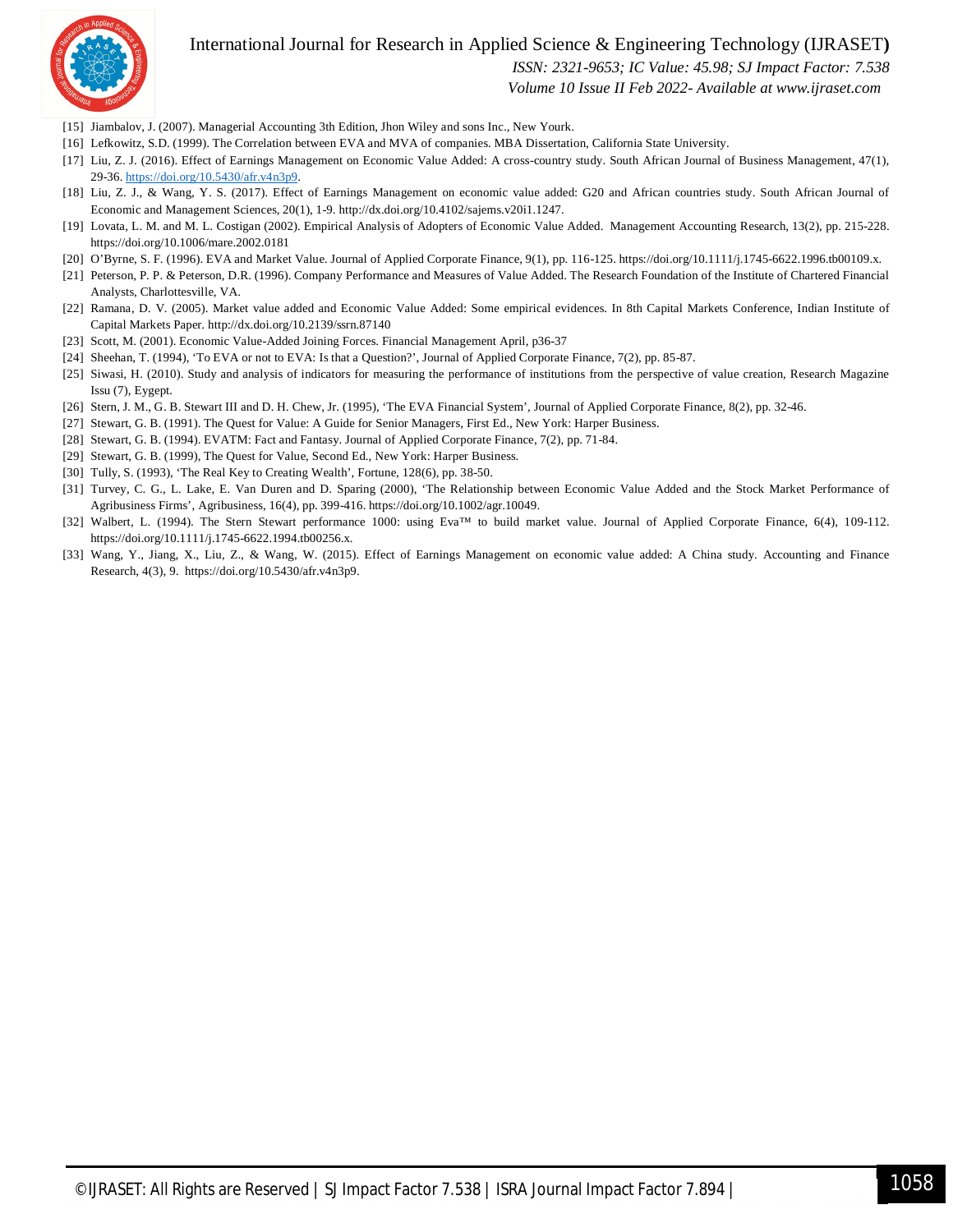[15] Jiambalov, J. (2007). Managerial Accounting 3th Edition, Jhon Wiley and sons Inc., New Yourk.

[16] Lefkowitz, S.D. (1999). The Correlation between EVA and MVA of companies. MBA Dissertation, California State University.

[17] Liu, Z. J. (2016). Effect of Earnings Management on Economic Value Added: A cross-country study. South African Journal of Business Management, 47(1), 29-36. https://doi.org/10.5430/afr.v4n3p9.

[18] Liu, Z. J., & Wang, Y. S. (2017). Effect of Earnings Management on economic value added: G20 and African countries study. South African Journal of Economic and Management Sciences, 20(1), 1-9. http://dx.doi.org/10.4102/sajems.v20i1.1247.

[19] Lovata, L. M. and M. L. Costigan (2002). Empirical Analysis of Adopters of Economic Value Added. Management Accounting Research, 13(2), pp. 215-228. https://doi.org/10.1006/mare.2002.0181

[20] O'Byrne, S. F. (1996). EVA and Market Value. Journal of Applied Corporate Finance, 9(1), pp. 116-125. https://doi.org/10.1111/j.1745-6622.1996.tb00109.x.

[21] Peterson, P. P. & Peterson, D.R. (1996). Company Performance and Measures of Value Added. The Research Foundation of the Institute of Chartered Financial Analysts, Charlottesville, VA.

[22] Ramana, D. V. (2005). Market value added and Economic Value Added: Some empirical evidences. In 8th Capital Markets Conference, Indian Institute of Capital Markets Paper. http://dx.doi.org/10.2139/ssrn.87140

[23] Scott, M. (2001). Economic Value-Added Joining Forces. Financial Management April, p36-37

[24] Sheehan, T. (1994), 'To EVA or not to EVA: Is that a Question?', Journal of Applied Corporate Finance, 7(2), pp. 85-87.

[25] Siwasi, H. (2010). Study and analysis of indicators for measuring the performance of institutions from the perspective of value creation, Research Magazine Issu (7), Eygept.

[26] Stern, J. M., G. B. Stewart III and D. H. Chew, Jr. (1995), 'The EVA Financial System', Journal of Applied Corporate Finance, 8(2), pp. 32-46.

[27] Stewart, G. B. (1991). The Quest for Value: A Guide for Senior Managers, First Ed., New York: Harper Business.

[28] Stewart, G. B. (1994). EVATM: Fact and Fantasy. Journal of Applied Corporate Finance, 7(2), pp. 71-84.

[29] Stewart, G. B. (1999), The Quest for Value, Second Ed., New York: Harper Business.

[30] Tully, S. (1993), 'The Real Key to Creating Wealth', Fortune, 128(6), pp. 38-50.

[31] Turvey, C. G., L. Lake, E. Van Duren and D. Sparing (2000), 'The Relationship between Economic Value Added and the Stock Market Performance of Agribusiness Firms', Agribusiness, 16(4), pp. 399-416. https://doi.org/10.1002/agr.10049.

[32] Walbert, L. (1994). The Stern Stewart performance 1000: using Eva™ to build market value. Journal of Applied Corporate Finance, 6(4), 109-112. https://doi.org/10.1111/j.1745-6622.1994.tb00256.x.

[33] Wang, Y., Jiang, X., Liu, Z., & Wang, W. (2015). Effect of Earnings Management on economic value added: A China study. Accounting and Finance Research, 4(3), 9. https://doi.org/10.5430/afr.v4n3p9.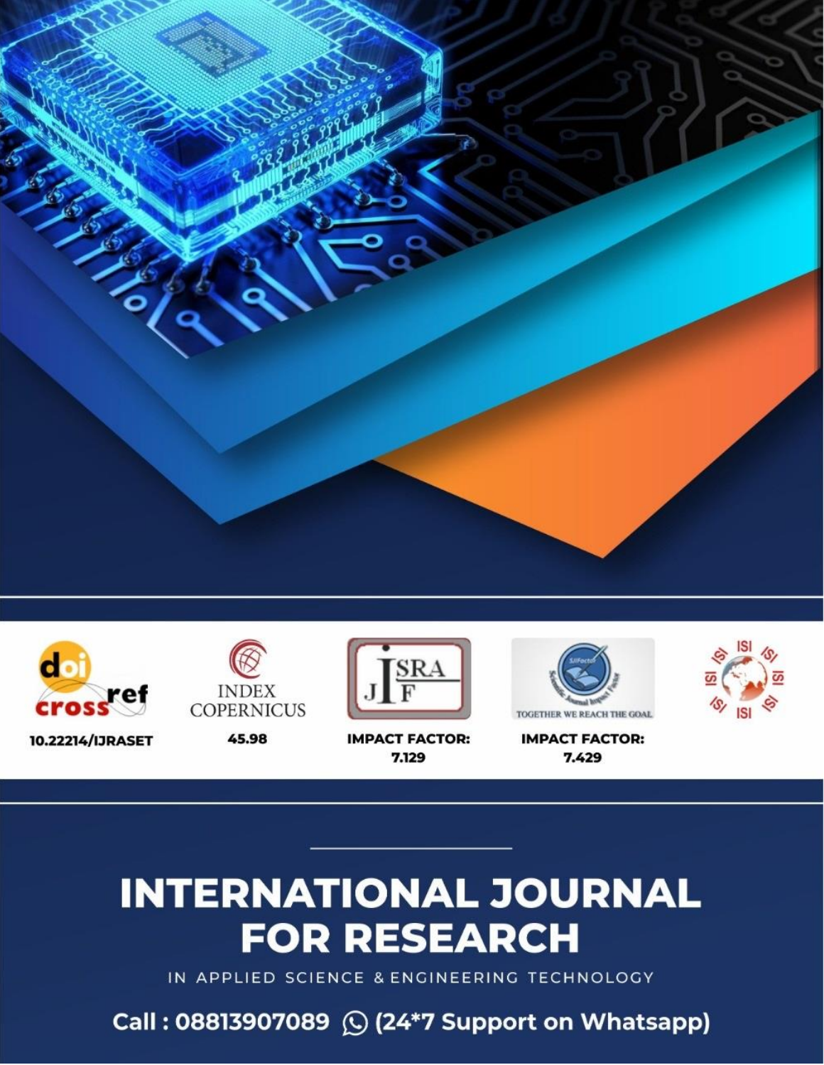10.22214/IJRASET

45.98

IMPACT FACTOR: 7.129

IMPACT FACTOR: 7.429

# INTERNATIONAL JOURNAL FOR RESEARCH

IN APPLIED SCIENCE & ENGINEERING TECHNOLOGY

Call : 08813907089 (24*7 Support on Whatsapp)